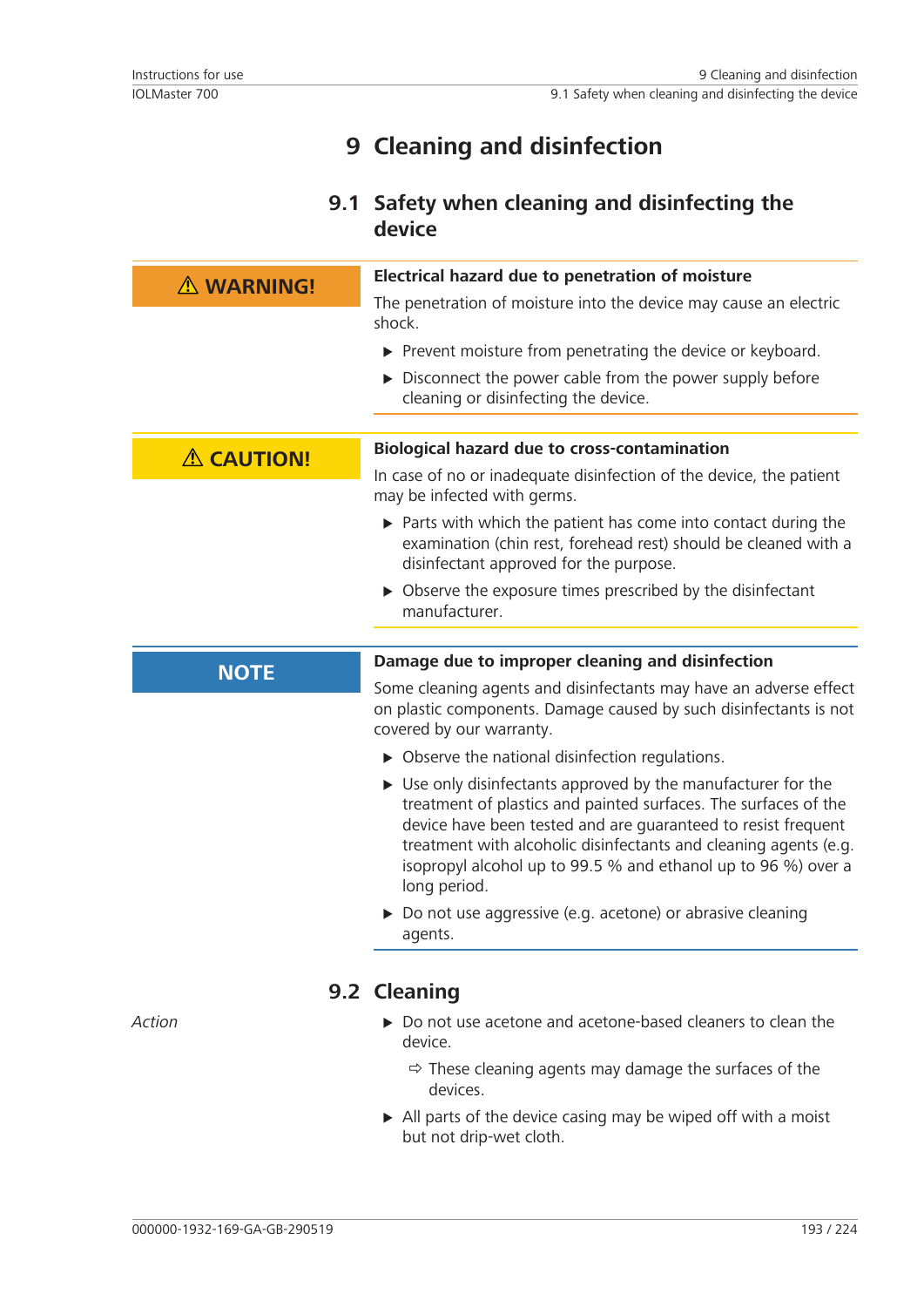# 9 Cleaning and disinfection

## 9.1 Safety when cleaning and disinfecting the device

**⚠ WARNING!**

**Electrical hazard due to penetration of moisture**

The penetration of moisture into the device may cause an electric shock.

- ▶ Prevent moisture from penetrating the device or keyboard.
- ▶ Disconnect the power cable from the power supply before cleaning or disinfecting the device.

**⚠ CAUTION!**

**Biological hazard due to cross-contamination**

In case of no or inadequate disinfection of the device, the patient may be infected with germs.

- ▶ Parts with which the patient has come into contact during the examination (chin rest, forehead rest) should be cleaned with a disinfectant approved for the purpose.
- ▶ Observe the exposure times prescribed by the disinfectant manufacturer.

**NOTE**

**Damage due to improper cleaning and disinfection**

Some cleaning agents and disinfectants may have an adverse effect on plastic components. Damage caused by such disinfectants is not covered by our warranty.

- ▶ Observe the national disinfection regulations.
- ▶ Use only disinfectants approved by the manufacturer for the treatment of plastics and painted surfaces. The surfaces of the device have been tested and are guaranteed to resist frequent treatment with alcoholic disinfectants and cleaning agents (e.g. isopropyl alcohol up to 99.5 % and ethanol up to 96 %) over a long period.
- ▶ Do not use aggressive (e.g. acetone) or abrasive cleaning agents.

## 9.2 Cleaning

*Action*

- ▶ Do not use acetone and acetone-based cleaners to clean the device.
  - ⇨ These cleaning agents may damage the surfaces of the devices.
- ▶ All parts of the device casing may be wiped off with a moist but not drip-wet cloth.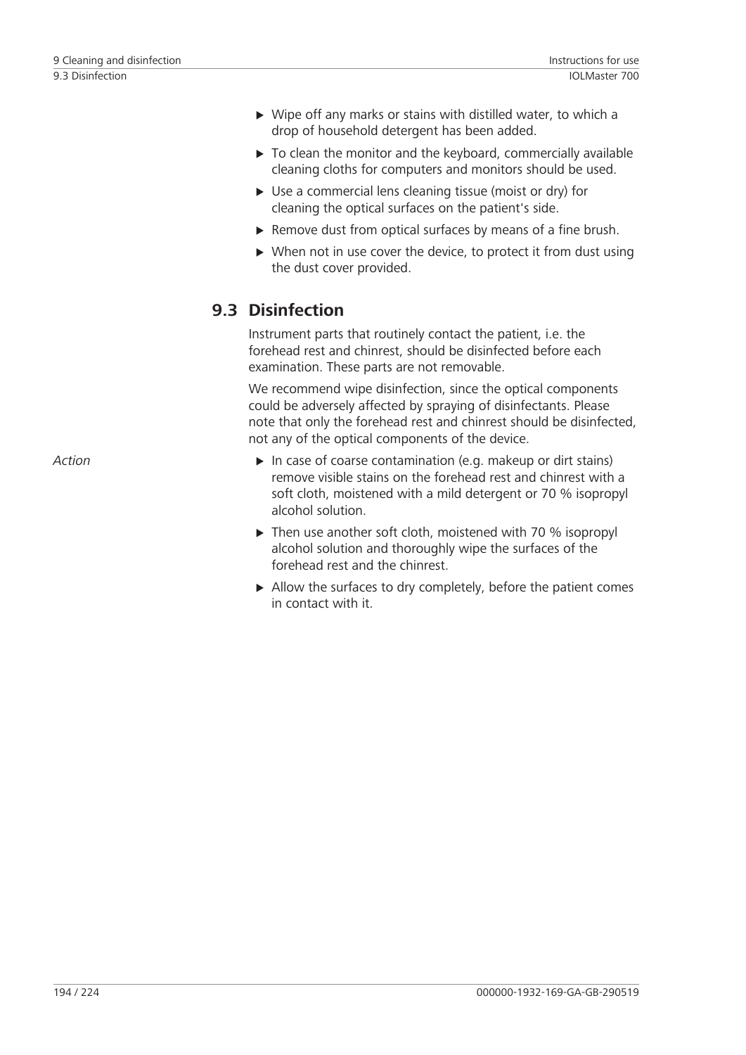- Wipe off any marks or stains with distilled water, to which a drop of household detergent has been added.
- To clean the monitor and the keyboard, commercially available cleaning cloths for computers and monitors should be used.
- Use a commercial lens cleaning tissue (moist or dry) for cleaning the optical surfaces on the patient's side.
- Remove dust from optical surfaces by means of a fine brush.
- When not in use cover the device, to protect it from dust using the dust cover provided.

## 9.3 Disinfection

Instrument parts that routinely contact the patient, i.e. the forehead rest and chinrest, should be disinfected before each examination. These parts are not removable.

We recommend wipe disinfection, since the optical components could be adversely affected by spraying of disinfectants. Please note that only the forehead rest and chinrest should be disinfected, not any of the optical components of the device.

*Action*

- In case of coarse contamination (e.g. makeup or dirt stains) remove visible stains on the forehead rest and chinrest with a soft cloth, moistened with a mild detergent or 70 % isopropyl alcohol solution.
- Then use another soft cloth, moistened with 70 % isopropyl alcohol solution and thoroughly wipe the surfaces of the forehead rest and the chinrest.
- Allow the surfaces to dry completely, before the patient comes in contact with it.